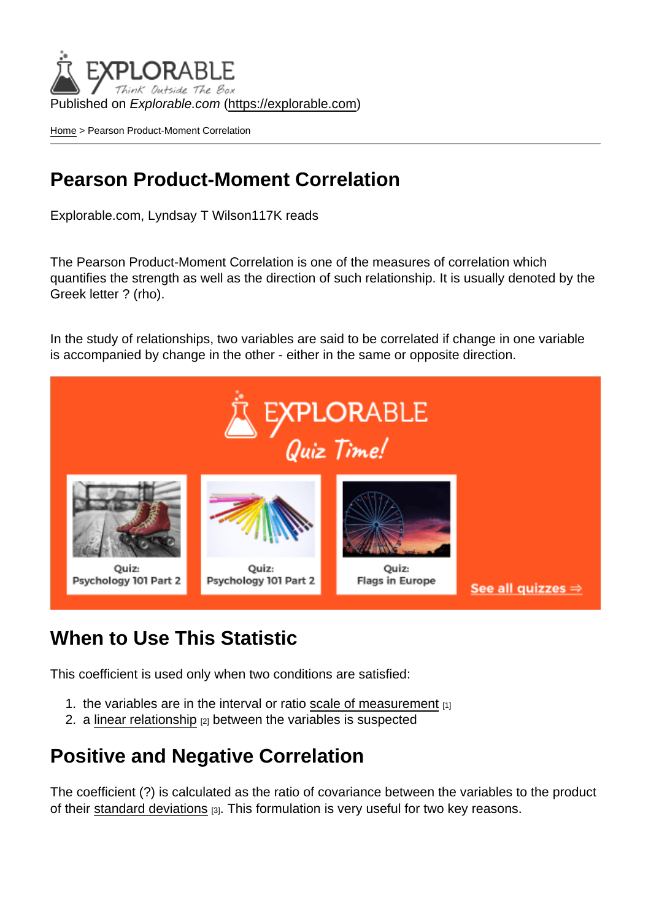Published on *Explorable.com* (https://explorable.com)

Home > Pearson Product-Moment Correlation

# Pearson Product-Moment Correlation

Explorable.com, Lyndsay T Wilson117K reads

The Pearson Product-Moment Correlation is one of the measures of correlation which quantifies the strength as well as the direction of such relationship. It is usually denoted by the Greek letter ? (rho).

In the study of relationships, two variables are said to be correlated if change in one variable is accompanied by change in the other - either in the same or opposite direction.

## When to Use This Statistic

This coefficient is used only when two conditions are satisfied:

1. the variables are in the interval or ratio scale of measurement [1]
2. a linear relationship [2] between the variables is suspected

## Positive and Negative Correlation

The coefficient (?) is calculated as the ratio of covariance between the variables to the product of their standard deviations [3]. This formulation is very useful for two key reasons.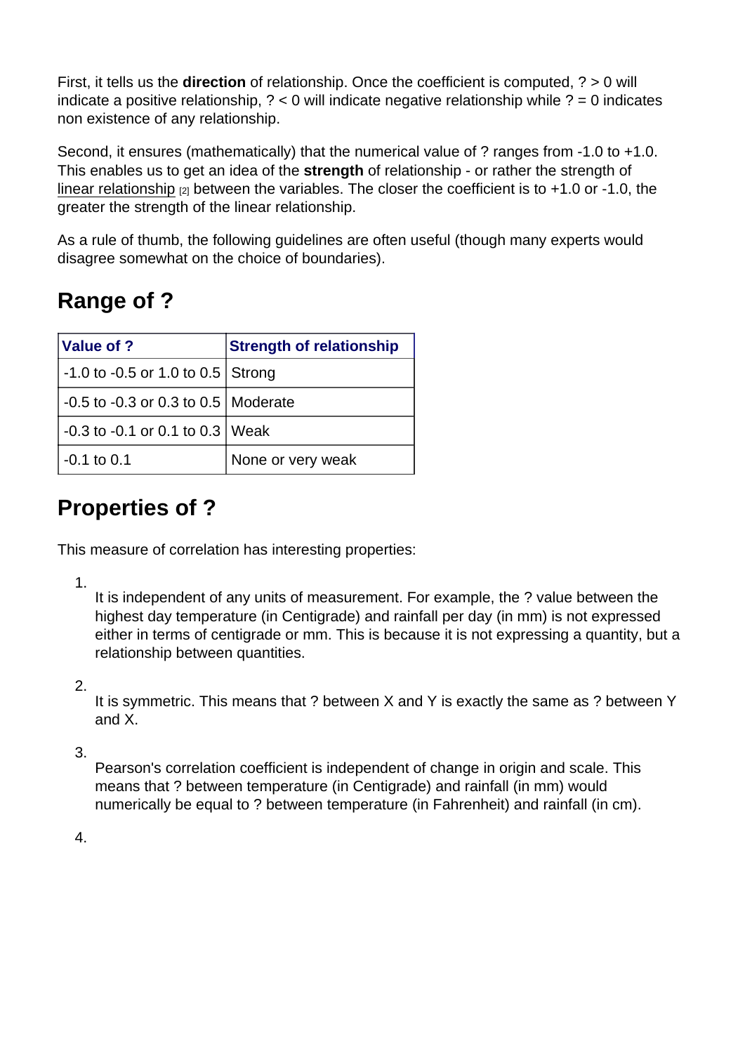First, it tells us the **direction** of relationship. Once the coefficient is computed, ? > 0 will indicate a positive relationship, ? < 0 will indicate negative relationship while ? = 0 indicates non existence of any relationship.

Second, it ensures (mathematically) that the numerical value of ? ranges from -1.0 to +1.0. This enables us to get an idea of the **strength** of relationship - or rather the strength of linear relationship [2] between the variables. The closer the coefficient is to +1.0 or -1.0, the greater the strength of the linear relationship.

As a rule of thumb, the following guidelines are often useful (though many experts would disagree somewhat on the choice of boundaries).

## Range of ?

| Value of ? | Strength of relationship |
|---|---|
| -1.0 to -0.5 or 1.0 to 0.5 | Strong |
| -0.5 to -0.3 or 0.3 to 0.5 | Moderate |
| -0.3 to -0.1 or 0.1 to 0.3 | Weak |
| -0.1 to 0.1 | None or very weak |

## Properties of ?

This measure of correlation has interesting properties:

1. It is independent of any units of measurement. For example, the ? value between the highest day temperature (in Centigrade) and rainfall per day (in mm) is not expressed either in terms of centigrade or mm. This is because it is not expressing a quantity, but a relationship between quantities.

2. It is symmetric. This means that ? between X and Y is exactly the same as ? between Y and X.

3. Pearson's correlation coefficient is independent of change in origin and scale. This means that ? between temperature (in Centigrade) and rainfall (in mm) would numerically be equal to ? between temperature (in Fahrenheit) and rainfall (in cm).

4.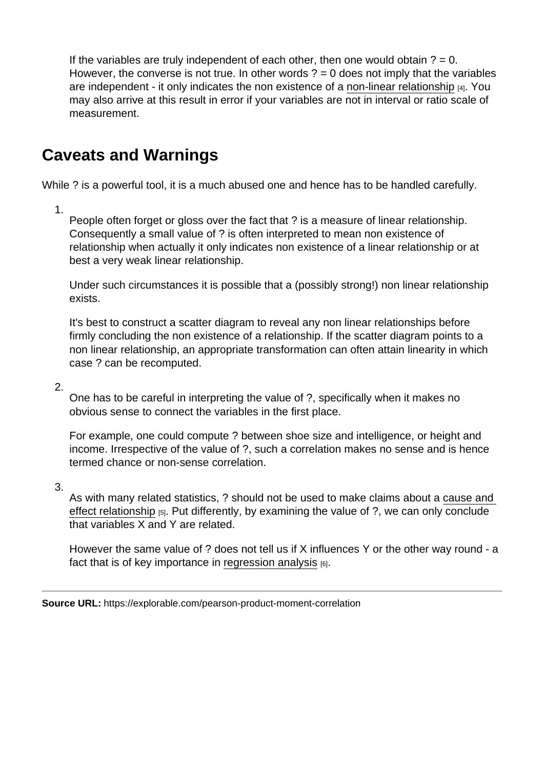If the variables are truly independent of each other, then one would obtain ? = 0. However, the converse is not true. In other words ? = 0 does not imply that the variables are independent - it only indicates the non existence of a non-linear relationship [4]. You may also arrive at this result in error if your variables are not in interval or ratio scale of measurement.

## Caveats and Warnings

While ? is a powerful tool, it is a much abused one and hence has to be handled carefully.

1. People often forget or gloss over the fact that ? is a measure of linear relationship. Consequently a small value of ? is often interpreted to mean non existence of relationship when actually it only indicates non existence of a linear relationship or at best a very weak linear relationship.

   Under such circumstances it is possible that a (possibly strong!) non linear relationship exists.

   It's best to construct a scatter diagram to reveal any non linear relationships before firmly concluding the non existence of a relationship. If the scatter diagram points to a non linear relationship, an appropriate transformation can often attain linearity in which case ? can be recomputed.

2. One has to be careful in interpreting the value of ?, specifically when it makes no obvious sense to connect the variables in the first place.

   For example, one could compute ? between shoe size and intelligence, or height and income. Irrespective of the value of ?, such a correlation makes no sense and is hence termed chance or non-sense correlation.

3. As with many related statistics, ? should not be used to make claims about a cause and effect relationship [5]. Put differently, by examining the value of ?, we can only conclude that variables X and Y are related.

   However the same value of ? does not tell us if X influences Y or the other way round - a fact that is of key importance in regression analysis [6].

---

**Source URL:** https://explorable.com/pearson-product-moment-correlation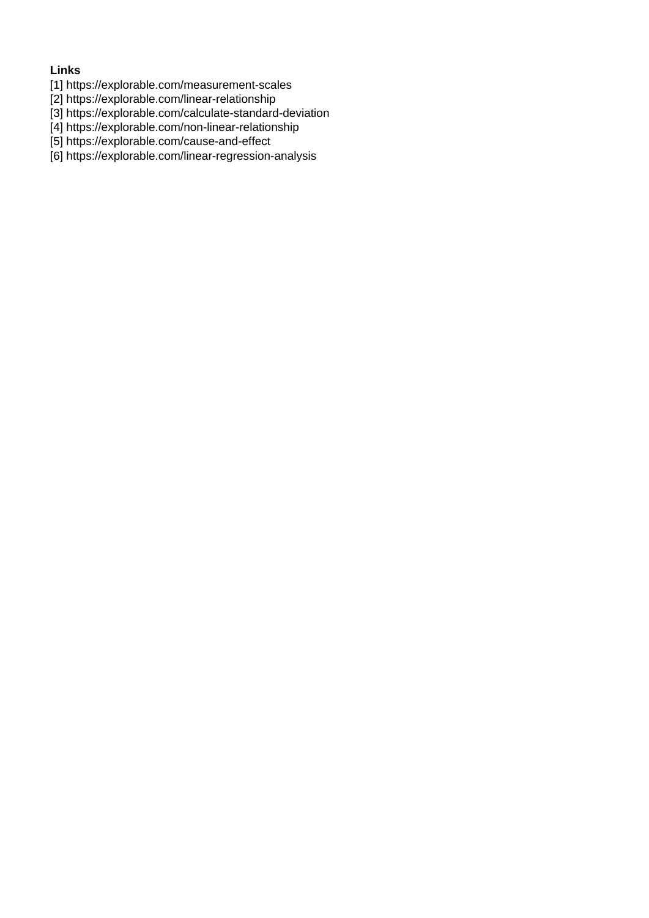**Links**

[1] https://explorable.com/measurement-scales
[2] https://explorable.com/linear-relationship
[3] https://explorable.com/calculate-standard-deviation
[4] https://explorable.com/non-linear-relationship
[5] https://explorable.com/cause-and-effect
[6] https://explorable.com/linear-regression-analysis